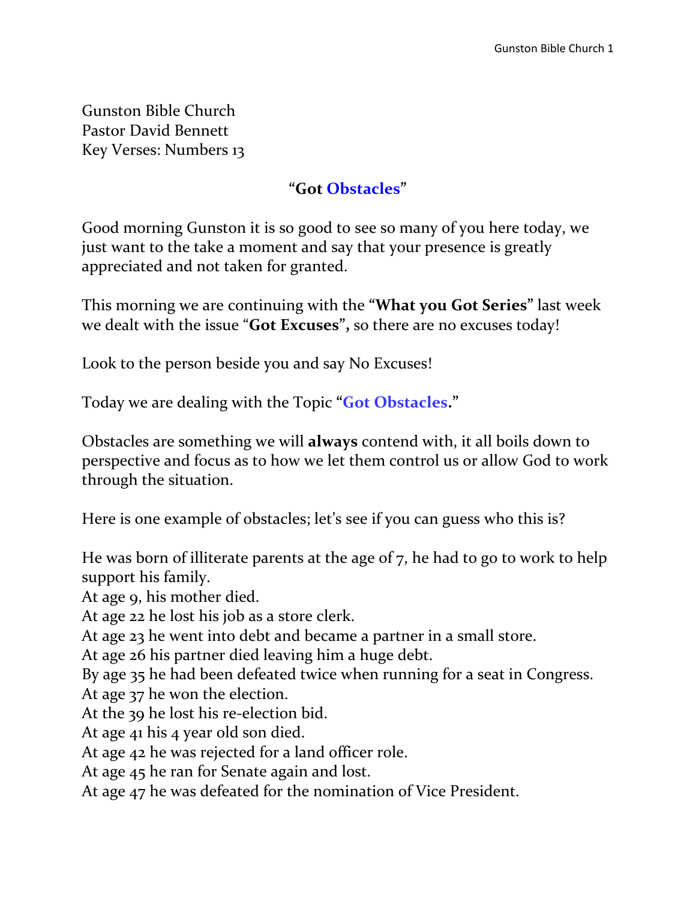Gunston Bible Church
Pastor David Bennett
Key Verses: Numbers 13

## "Got **Obstacles**"

Good morning Gunston it is so good to see so many of you here today, we just want to the take a moment and say that your presence is greatly appreciated and not taken for granted.

This morning we are continuing with the "**What you Got Series**" last week we dealt with the issue "**Got Excuses**", so there are no excuses today!

Look to the person beside you and say No Excuses!

Today we are dealing with the Topic "**Got Obstacles.**"

Obstacles are something we will **always** contend with, it all boils down to perspective and focus as to how we let them control us or allow God to work through the situation.

Here is one example of obstacles; let's see if you can guess who this is?

He was born of illiterate parents at the age of 7, he had to go to work to help support his family.
At age 9, his mother died.
At age 22 he lost his job as a store clerk.
At age 23 he went into debt and became a partner in a small store.
At age 26 his partner died leaving him a huge debt.
By age 35 he had been defeated twice when running for a seat in Congress.
At age 37 he won the election.
At the 39 he lost his re-election bid.
At age 41 his 4 year old son died.
At age 42 he was rejected for a land officer role.
At age 45 he ran for Senate again and lost.
At age 47 he was defeated for the nomination of Vice President.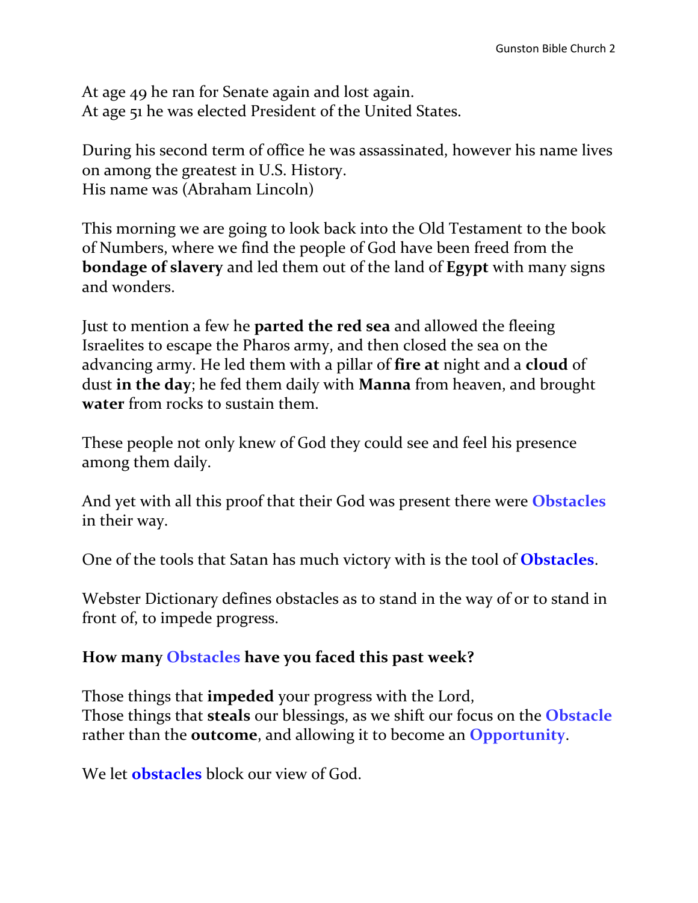At age 49 he ran for Senate again and lost again.
At age 51 he was elected President of the United States.

During his second term of office he was assassinated, however his name lives on among the greatest in U.S. History.
His name was (Abraham Lincoln)

This morning we are going to look back into the Old Testament to the book of Numbers, where we find the people of God have been freed from the **bondage of slavery** and led them out of the land of **Egypt** with many signs and wonders.

Just to mention a few he **parted the red sea** and allowed the fleeing Israelites to escape the Pharos army, and then closed the sea on the advancing army. He led them with a pillar of **fire at** night and a **cloud** of dust **in the day**; he fed them daily with **Manna** from heaven, and brought **water** from rocks to sustain them.

These people not only knew of God they could see and feel his presence among them daily.

And yet with all this proof that their God was present there were **Obstacles** in their way.

One of the tools that Satan has much victory with is the tool of **Obstacles**.

Webster Dictionary defines obstacles as to stand in the way of or to stand in front of, to impede progress.

**How many Obstacles have you faced this past week?**

Those things that **impeded** your progress with the Lord,
Those things that **steals** our blessings, as we shift our focus on the **Obstacle** rather than the **outcome**, and allowing it to become an **Opportunity**.

We let **obstacles** block our view of God.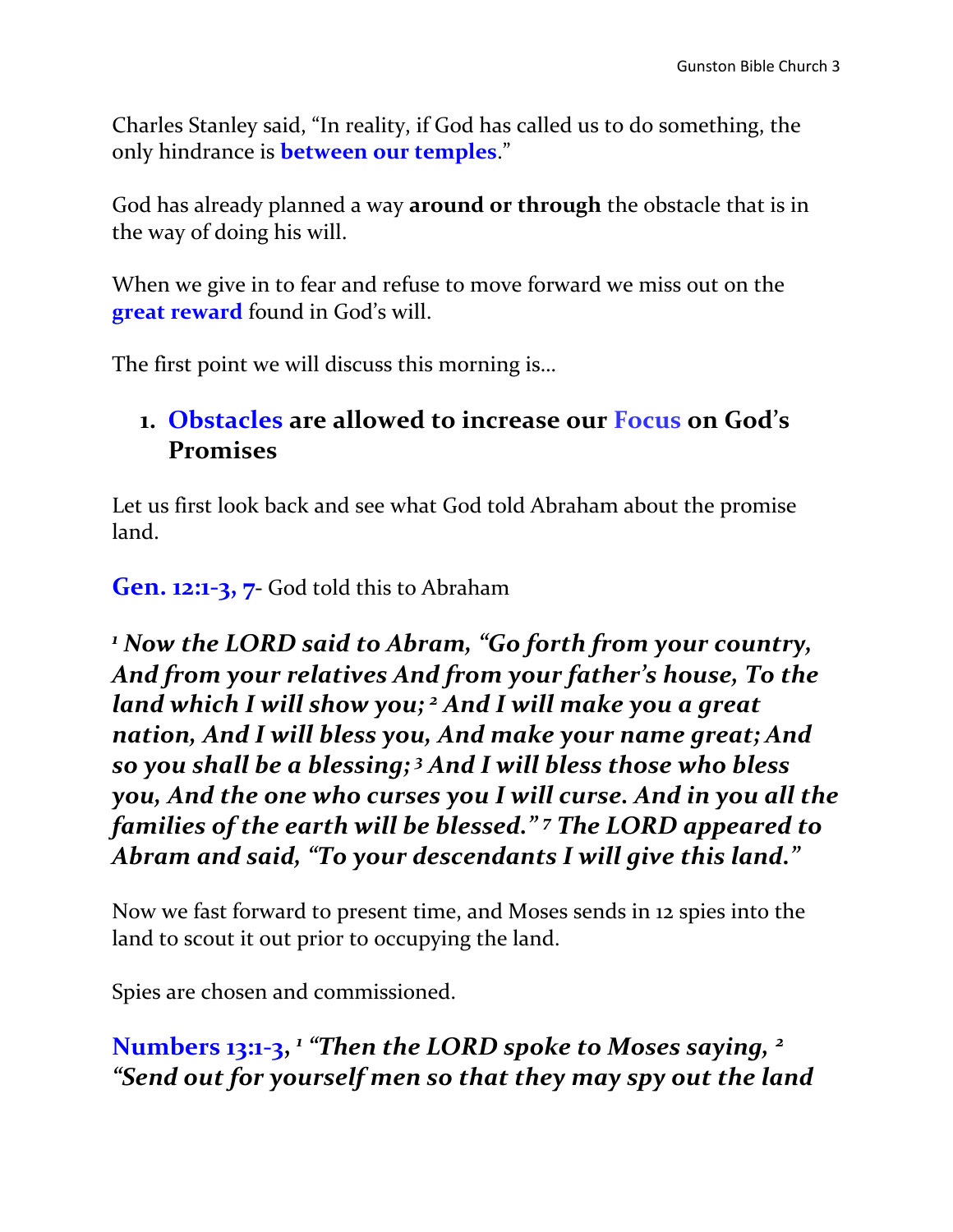Charles Stanley said, "In reality, if God has called us to do something, the only hindrance is **between our temples**."

God has already planned a way **around or through** the obstacle that is in the way of doing his will.

When we give in to fear and refuse to move forward we miss out on the **great reward** found in God's will.

The first point we will discuss this morning is…

## 1. Obstacles are allowed to increase our Focus on God's Promises

Let us first look back and see what God told Abraham about the promise land.

**Gen. 12:1-3, 7**- God told this to Abraham

***[1] Now the LORD said to Abram, "Go forth from your country, And from your relatives And from your father's house, To the land which I will show you; [2] And I will make you a great nation, And I will bless you, And make your name great; And so you shall be a blessing; [3] And I will bless those who bless you, And the one who curses you I will curse. And in you all the families of the earth will be blessed." [7] The LORD appeared to Abram and said, "To your descendants I will give this land."***

Now we fast forward to present time, and Moses sends in 12 spies into the land to scout it out prior to occupying the land.

Spies are chosen and commissioned.

**Numbers 13:1-3,** ***[1] "Then the LORD spoke to Moses saying, [2] "Send out for yourself men so that they may spy out the land***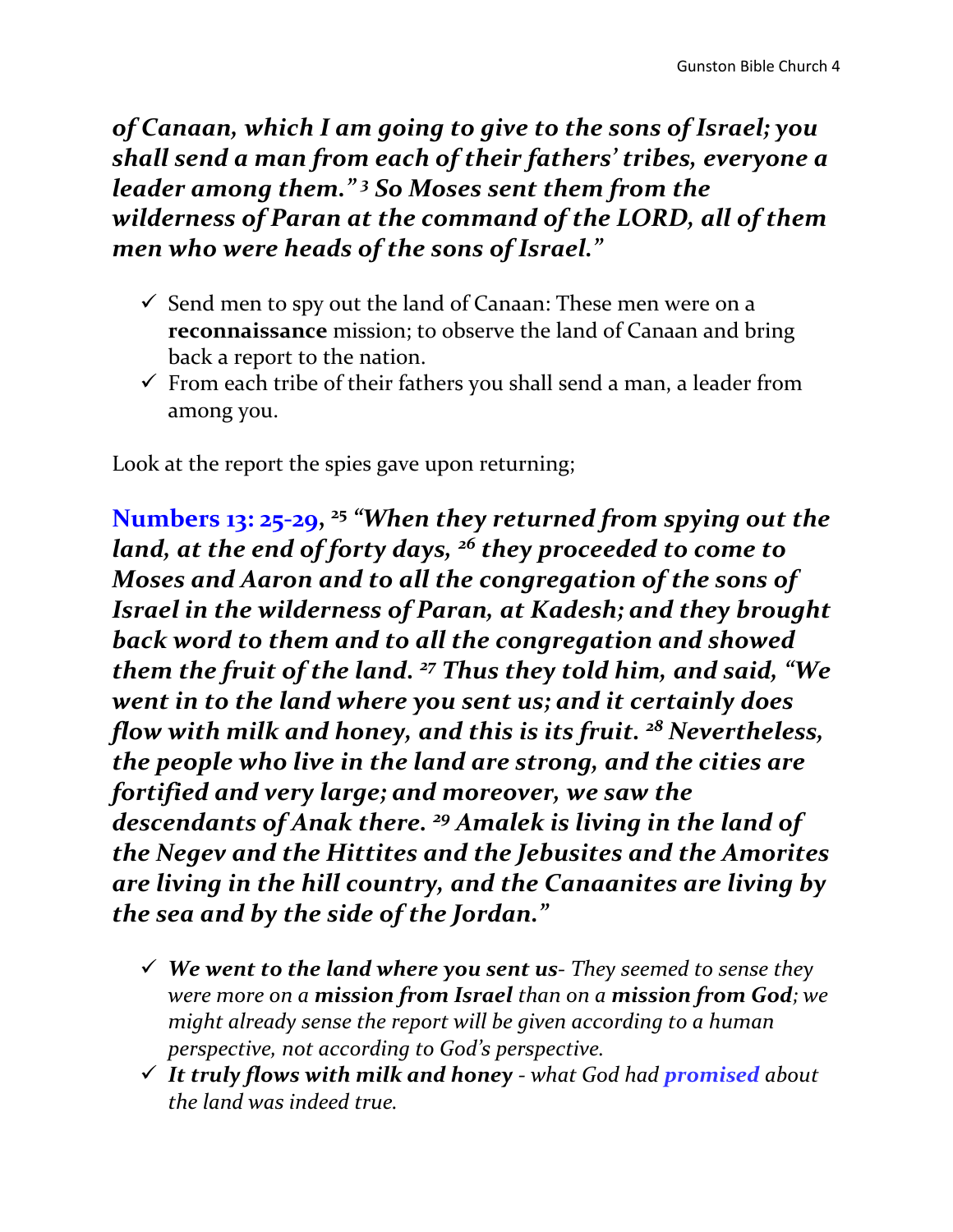***of Canaan, which I am going to give to the sons of Israel; you shall send a man from each of their fathers' tribes, everyone a leader among them." [3] So Moses sent them from the wilderness of Paran at the command of the LORD, all of them men who were heads of the sons of Israel."***

- ✓ Send men to spy out the land of Canaan: These men were on a **reconnaissance** mission; to observe the land of Canaan and bring back a report to the nation.
- ✓ From each tribe of their fathers you shall send a man, a leader from among you.

Look at the report the spies gave upon returning;

**Numbers 13: 25-29**, ***[25] "When they returned from spying out the land, at the end of forty days, [26] they proceeded to come to Moses and Aaron and to all the congregation of the sons of Israel in the wilderness of Paran, at Kadesh; and they brought back word to them and to all the congregation and showed them the fruit of the land. [27] Thus they told him, and said, "We went in to the land where you sent us; and it certainly does flow with milk and honey, and this is its fruit. [28] Nevertheless, the people who live in the land are strong, and the cities are fortified and very large; and moreover, we saw the descendants of Anak there. [29] Amalek is living in the land of the Negev and the Hittites and the Jebusites and the Amorites are living in the hill country, and the Canaanites are living by the sea and by the side of the Jordan."***

- ✓ ***We went to the land where you sent us****- They seemed to sense they were more on a* ***mission from Israel*** *than on a* ***mission from God****; we might already sense the report will be given according to a human perspective, not according to God's perspective.*
- ✓ ***It truly flows with milk and honey*** *- what God had* ***promised*** *about the land was indeed true.*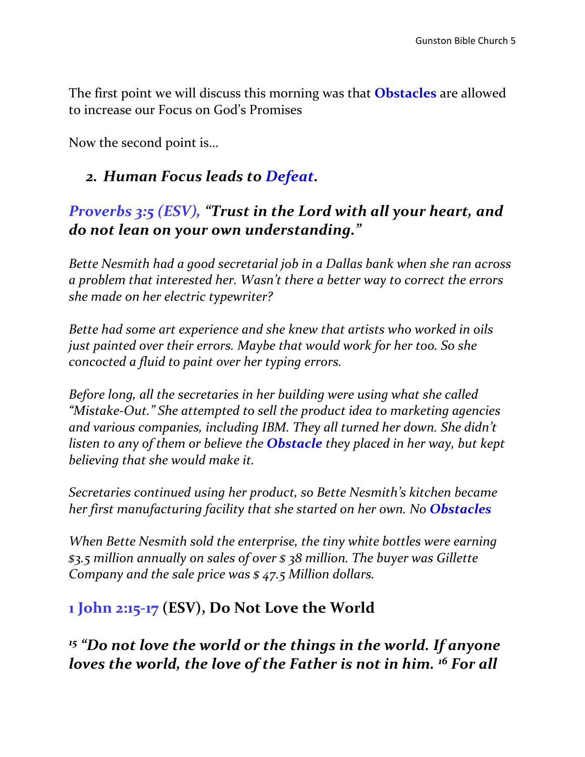The first point we will discuss this morning was that **Obstacles** are allowed to increase our Focus on God's Promises

Now the second point is…

## *2. Human Focus leads to Defeat.*

### *Proverbs 3:5 (ESV), "Trust in the Lord with all your heart, and do not lean on your own understanding."*

*Bette Nesmith had a good secretarial job in a Dallas bank when she ran across a problem that interested her. Wasn't there a better way to correct the errors she made on her electric typewriter?*

*Bette had some art experience and she knew that artists who worked in oils just painted over their errors. Maybe that would work for her too. So she concocted a fluid to paint over her typing errors.*

*Before long, all the secretaries in her building were using what she called "Mistake-Out." She attempted to sell the product idea to marketing agencies and various companies, including IBM. They all turned her down. She didn't listen to any of them or believe the **Obstacle** they placed in her way, but kept believing that she would make it.*

*Secretaries continued using her product, so Bette Nesmith's kitchen became her first manufacturing facility that she started on her own. No **Obstacles***

*When Bette Nesmith sold the enterprise, the tiny white bottles were earning $3.5 million annually on sales of over $ 38 million. The buyer was Gillette Company and the sale price was $ 47.5 Million dollars.*

### 1 John 2:15-17 (ESV), Do Not Love the World

### *[15] "Do not love the world or the things in the world. If anyone loves the world, the love of the Father is not in him. [16] For all*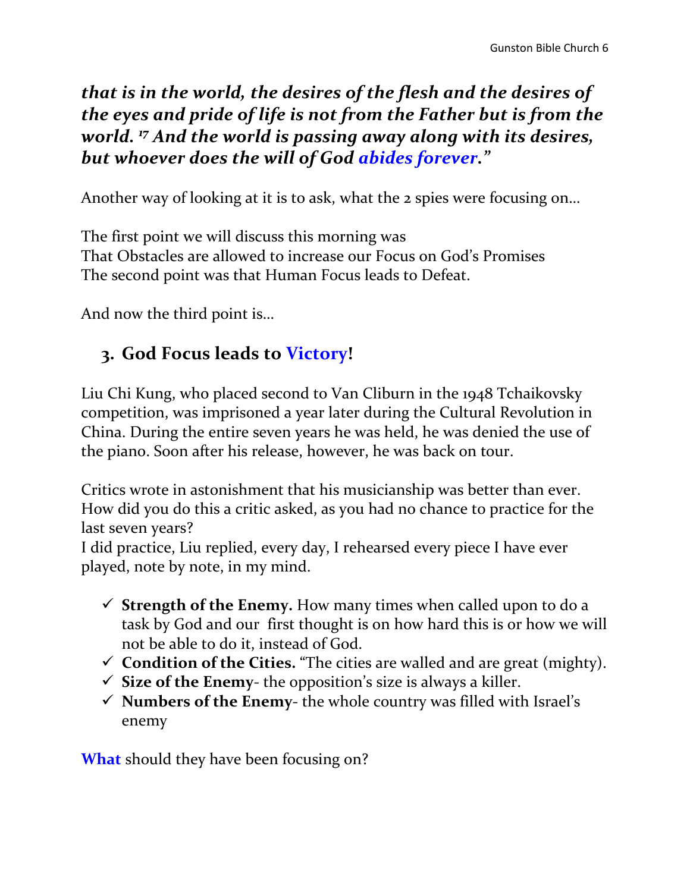***that is in the world, the desires of the flesh and the desires of the eyes and pride of life is not from the Father but is from the world. [17] And the world is passing away along with its desires, but whoever does the will of God abides forever."***

Another way of looking at it is to ask, what the 2 spies were focusing on…

The first point we will discuss this morning was
That Obstacles are allowed to increase our Focus on God's Promises
The second point was that Human Focus leads to Defeat.

And now the third point is…

### 3. God Focus leads to Victory!

Liu Chi Kung, who placed second to Van Cliburn in the 1948 Tchaikovsky competition, was imprisoned a year later during the Cultural Revolution in China. During the entire seven years he was held, he was denied the use of the piano. Soon after his release, however, he was back on tour.

Critics wrote in astonishment that his musicianship was better than ever. How did you do this a critic asked, as you had no chance to practice for the last seven years?
I did practice, Liu replied, every day, I rehearsed every piece I have ever played, note by note, in my mind.

- ✓ **Strength of the Enemy.** How many times when called upon to do a task by God and our first thought is on how hard this is or how we will not be able to do it, instead of God.
- ✓ **Condition of the Cities.** "The cities are walled and are great (mighty).
- ✓ **Size of the Enemy**- the opposition's size is always a killer.
- ✓ **Numbers of the Enemy**- the whole country was filled with Israel's enemy

**What** should they have been focusing on?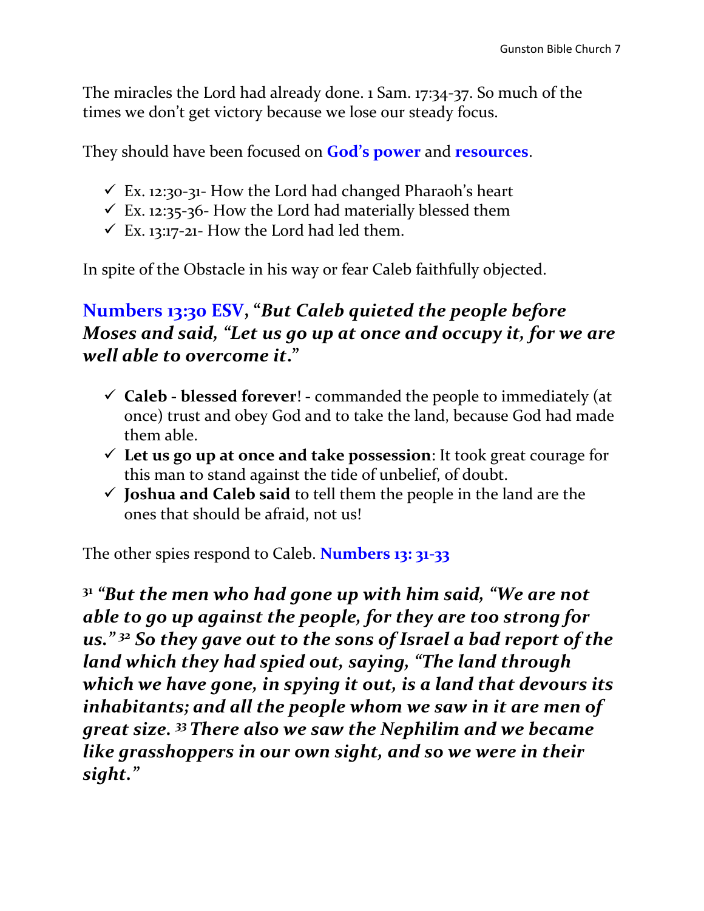The miracles the Lord had already done. 1 Sam. 17:34-37. So much of the times we don't get victory because we lose our steady focus.

They should have been focused on **God's power** and **resources**.

- ✓ Ex. 12:30-31- How the Lord had changed Pharaoh's heart
- ✓ Ex. 12:35-36- How the Lord had materially blessed them
- ✓ Ex. 13:17-21- How the Lord had led them.

In spite of the Obstacle in his way or fear Caleb faithfully objected.

### Numbers 13:30 ESV, "*But Caleb quieted the people before Moses and said, "Let us go up at once and occupy it, for we are well able to overcome it*."

- ✓ **Caleb** - **blessed forever**! - commanded the people to immediately (at once) trust and obey God and to take the land, because God had made them able.
- ✓ **Let us go up at once and take possession**: It took great courage for this man to stand against the tide of unbelief, of doubt.
- ✓ **Joshua and Caleb said** to tell them the people in the land are the ones that should be afraid, not us!

The other spies respond to Caleb. **Numbers 13: 31-33**

***[31] "But the men who had gone up with him said, "We are not able to go up against the people, for they are too strong for us." [32] So they gave out to the sons of Israel a bad report of the land which they had spied out, saying, "The land through which we have gone, in spying it out, is a land that devours its inhabitants; and all the people whom we saw in it are men of great size. [33] There also we saw the Nephilim and we became like grasshoppers in our own sight, and so we were in their sight."***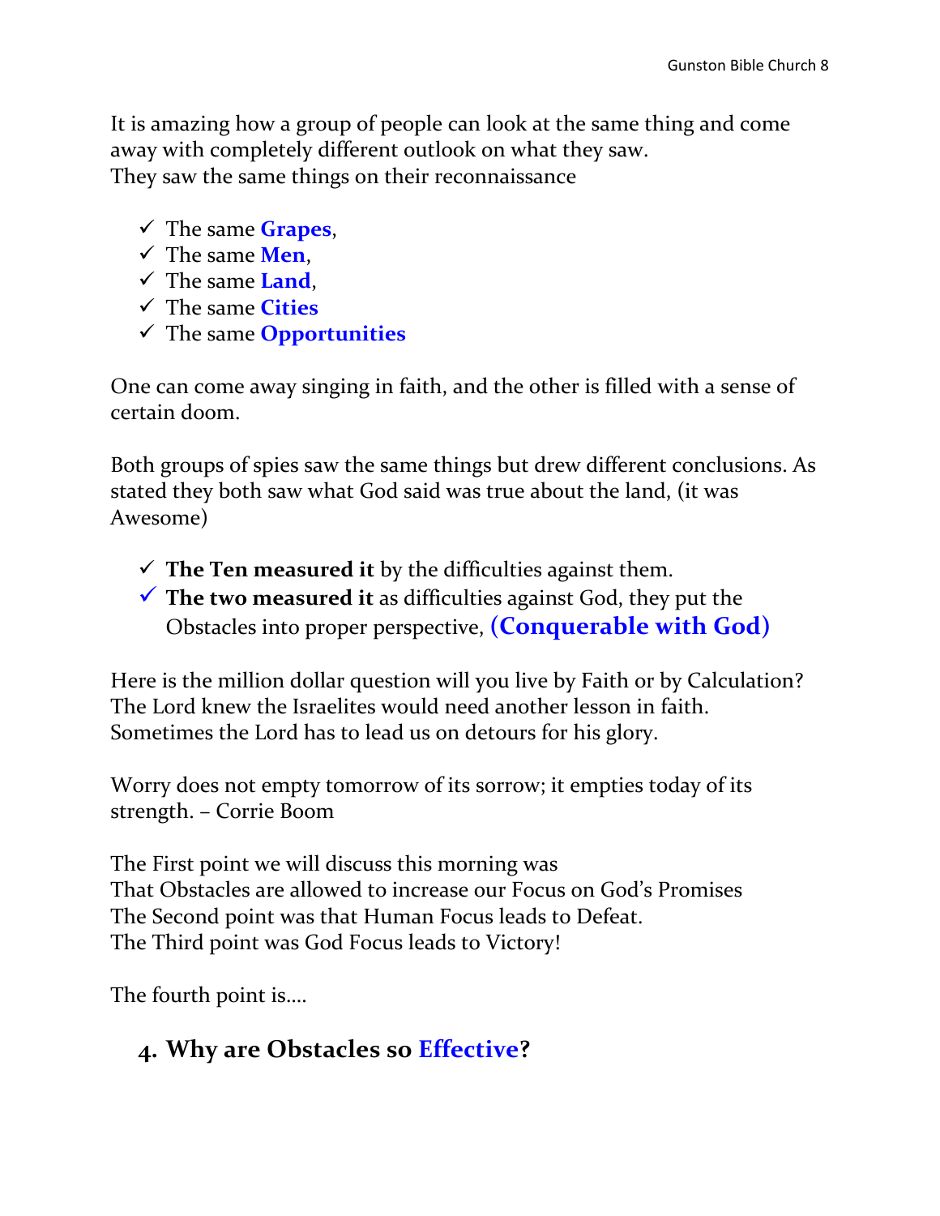It is amazing how a group of people can look at the same thing and come away with completely different outlook on what they saw.
They saw the same things on their reconnaissance

- ✓ The same **Grapes**,
- ✓ The same **Men**,
- ✓ The same **Land**,
- ✓ The same **Cities**
- ✓ The same **Opportunities**

One can come away singing in faith, and the other is filled with a sense of certain doom.

Both groups of spies saw the same things but drew different conclusions. As stated they both saw what God said was true about the land, (it was Awesome)

- ✓ **The Ten measured it** by the difficulties against them.
- ✓ **The two measured it** as difficulties against God, they put the Obstacles into proper perspective, **(Conquerable with God)**

Here is the million dollar question will you live by Faith or by Calculation?
The Lord knew the Israelites would need another lesson in faith.
Sometimes the Lord has to lead us on detours for his glory.

Worry does not empty tomorrow of its sorrow; it empties today of its strength. – Corrie Boom

The First point we will discuss this morning was
That Obstacles are allowed to increase our Focus on God's Promises
The Second point was that Human Focus leads to Defeat.
The Third point was God Focus leads to Victory!

The fourth point is….

## 4. Why are Obstacles so Effective?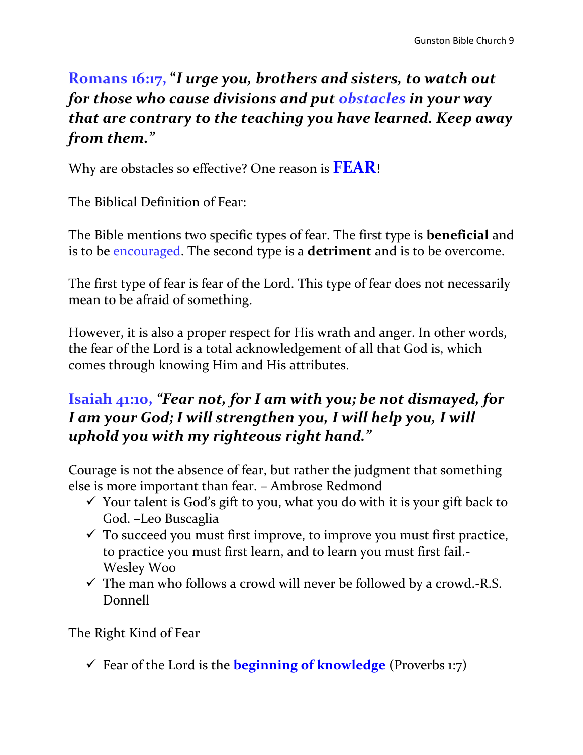**Romans 16:17,** ***"I urge you, brothers and sisters, to watch out for those who cause divisions and put obstacles in your way that are contrary to the teaching you have learned. Keep away from them."***

Why are obstacles so effective? One reason is **FEAR**!

The Biblical Definition of Fear:

The Bible mentions two specific types of fear. The first type is **beneficial** and is to be encouraged. The second type is a **detriment** and is to be overcome.

The first type of fear is fear of the Lord. This type of fear does not necessarily mean to be afraid of something.

However, it is also a proper respect for His wrath and anger. In other words, the fear of the Lord is a total acknowledgement of all that God is, which comes through knowing Him and His attributes.

**Isaiah 41:10,** ***"Fear not, for I am with you; be not dismayed, for I am your God; I will strengthen you, I will help you, I will uphold you with my righteous right hand."***

Courage is not the absence of fear, but rather the judgment that something else is more important than fear. – Ambrose Redmond

- ✓ Your talent is God's gift to you, what you do with it is your gift back to God. –Leo Buscaglia
- ✓ To succeed you must first improve, to improve you must first practice, to practice you must first learn, and to learn you must first fail.-Wesley Woo
- ✓ The man who follows a crowd will never be followed by a crowd.-R.S. Donnell

The Right Kind of Fear

- ✓ Fear of the Lord is the **beginning of knowledge** (Proverbs 1:7)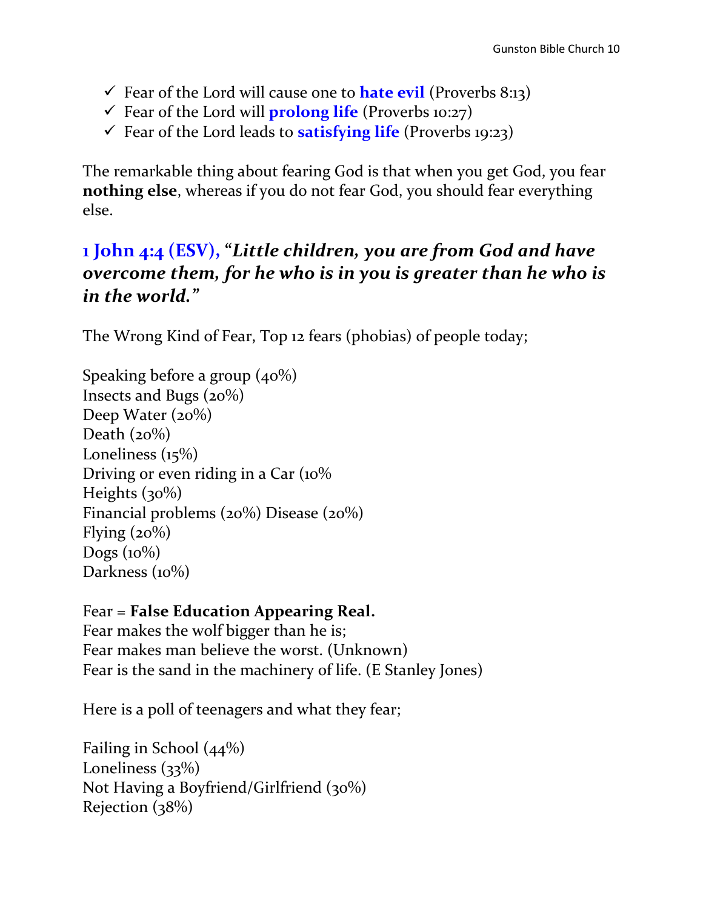- ✓ Fear of the Lord will cause one to **hate evil** (Proverbs 8:13)
- ✓ Fear of the Lord will **prolong life** (Proverbs 10:27)
- ✓ Fear of the Lord leads to **satisfying life** (Proverbs 19:23)

The remarkable thing about fearing God is that when you get God, you fear **nothing else**, whereas if you do not fear God, you should fear everything else.

### **1 John 4:4 (ESV),** ***"Little children, you are from God and have overcome them, for he who is in you is greater than he who is in the world."***

The Wrong Kind of Fear, Top 12 fears (phobias) of people today;

Speaking before a group (40%)
Insects and Bugs (20%)
Deep Water (20%)
Death (20%)
Loneliness (15%)
Driving or even riding in a Car (10%
Heights (30%)
Financial problems (20%) Disease (20%)
Flying (20%)
Dogs (10%)
Darkness (10%)

Fear = **False Education Appearing Real.**
Fear makes the wolf bigger than he is;
Fear makes man believe the worst. (Unknown)
Fear is the sand in the machinery of life. (E Stanley Jones)

Here is a poll of teenagers and what they fear;

Failing in School (44%)
Loneliness (33%)
Not Having a Boyfriend/Girlfriend (30%)
Rejection (38%)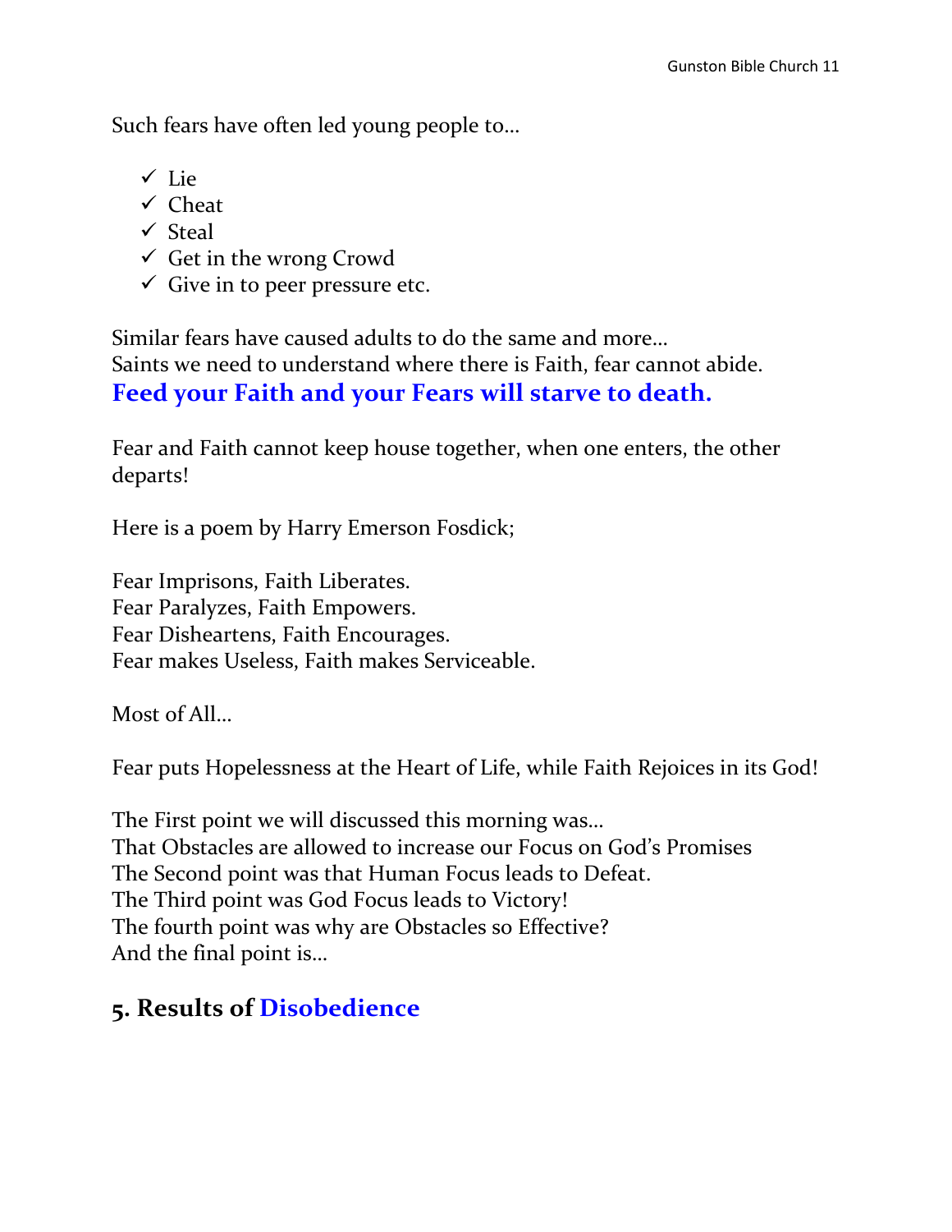Such fears have often led young people to…

- ✓ Lie
- ✓ Cheat
- ✓ Steal
- ✓ Get in the wrong Crowd
- ✓ Give in to peer pressure etc.

Similar fears have caused adults to do the same and more…
Saints we need to understand where there is Faith, fear cannot abide.
**Feed your Faith and your Fears will starve to death.**

Fear and Faith cannot keep house together, when one enters, the other departs!

Here is a poem by Harry Emerson Fosdick;

Fear Imprisons, Faith Liberates.
Fear Paralyzes, Faith Empowers.
Fear Disheartens, Faith Encourages.
Fear makes Useless, Faith makes Serviceable.

Most of All…

Fear puts Hopelessness at the Heart of Life, while Faith Rejoices in its God!

The First point we will discussed this morning was…
That Obstacles are allowed to increase our Focus on God's Promises
The Second point was that Human Focus leads to Defeat.
The Third point was God Focus leads to Victory!
The fourth point was why are Obstacles so Effective?
And the final point is…

## 5. Results of Disobedience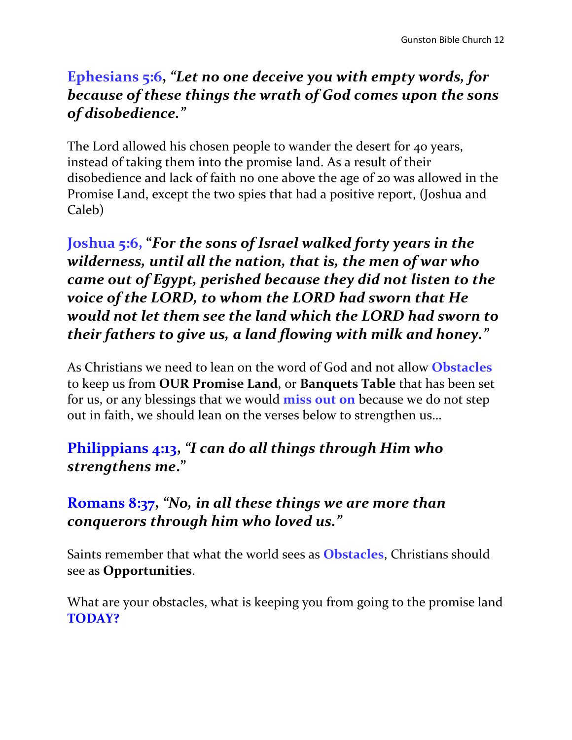**Ephesians 5:6**, ***"Let no one deceive you with empty words, for because of these things the wrath of God comes upon the sons of disobedience."***

The Lord allowed his chosen people to wander the desert for 40 years, instead of taking them into the promise land. As a result of their disobedience and lack of faith no one above the age of 20 was allowed in the Promise Land, except the two spies that had a positive report, (Joshua and Caleb)

**Joshua 5:6,** ***"For the sons of Israel walked forty years in the wilderness, until all the nation, that is, the men of war who came out of Egypt, perished because they did not listen to the voice of the LORD, to whom the LORD had sworn that He would not let them see the land which the LORD had sworn to their fathers to give us, a land flowing with milk and honey."***

As Christians we need to lean on the word of God and not allow **Obstacles** to keep us from **OUR Promise Land**, or **Banquets Table** that has been set for us, or any blessings that we would **miss out on** because we do not step out in faith, we should lean on the verses below to strengthen us…

**Philippians 4:13**, ***"I can do all things through Him who strengthens me."***

**Romans 8:37**, ***"No, in all these things we are more than conquerors through him who loved us."***

Saints remember that what the world sees as **Obstacles**, Christians should see as **Opportunities**.

What are your obstacles, what is keeping you from going to the promise land **TODAY?**